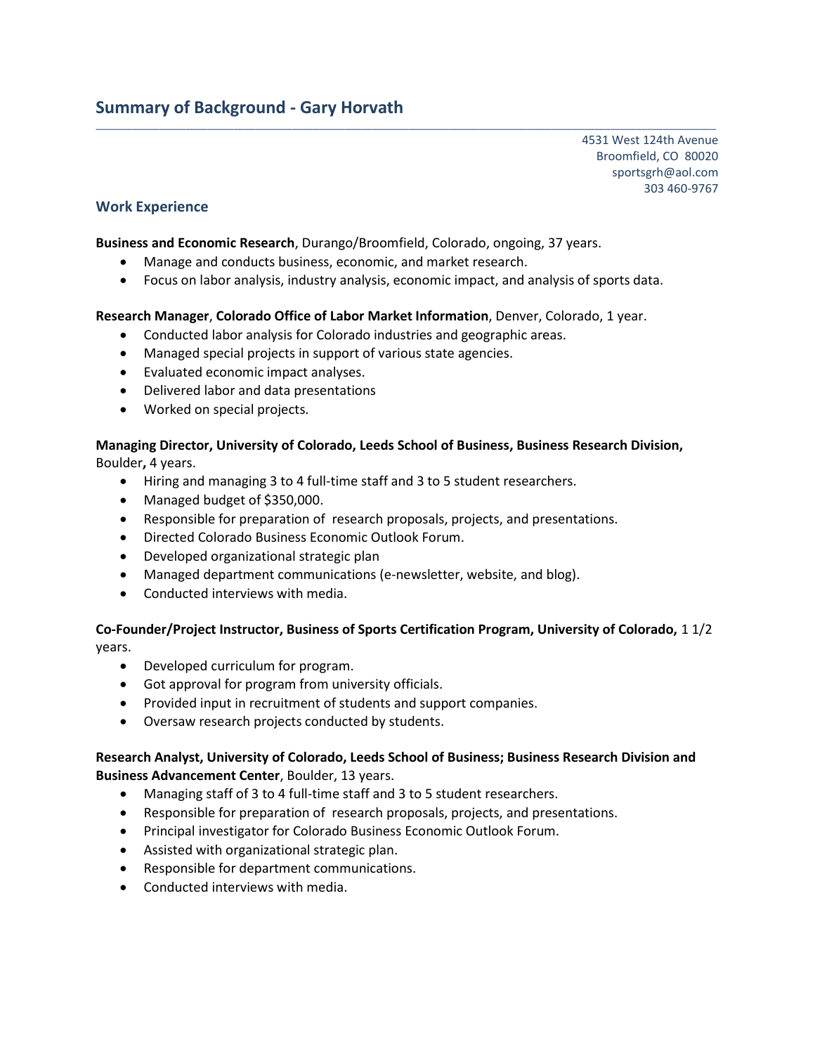## Summary of Background - Gary Horvath

4531 West 124th Avenue
Broomfield, CO 80020
sportsgrh@aol.com
303 460-9767

### Work Experience

**Business and Economic Research**, Durango/Broomfield, Colorado, ongoing, 37 years.

- Manage and conducts business, economic, and market research.
- Focus on labor analysis, industry analysis, economic impact, and analysis of sports data.

**Research Manager**, **Colorado Office of Labor Market Information**, Denver, Colorado, 1 year.

- Conducted labor analysis for Colorado industries and geographic areas.
- Managed special projects in support of various state agencies.
- Evaluated economic impact analyses.
- Delivered labor and data presentations
- Worked on special projects.

**Managing Director, University of Colorado, Leeds School of Business, Business Research Division,** Boulder**,** 4 years.

- Hiring and managing 3 to 4 full-time staff and 3 to 5 student researchers.
- Managed budget of $350,000.
- Responsible for preparation of research proposals, projects, and presentations.
- Directed Colorado Business Economic Outlook Forum.
- Developed organizational strategic plan
- Managed department communications (e-newsletter, website, and blog).
- Conducted interviews with media.

**Co-Founder/Project Instructor, Business of Sports Certification Program, University of Colorado,** 1 1/2 years.

- Developed curriculum for program.
- Got approval for program from university officials.
- Provided input in recruitment of students and support companies.
- Oversaw research projects conducted by students.

**Research Analyst, University of Colorado, Leeds School of Business; Business Research Division and Business Advancement Center**, Boulder, 13 years.

- Managing staff of 3 to 4 full-time staff and 3 to 5 student researchers.
- Responsible for preparation of research proposals, projects, and presentations.
- Principal investigator for Colorado Business Economic Outlook Forum.
- Assisted with organizational strategic plan.
- Responsible for department communications.
- Conducted interviews with media.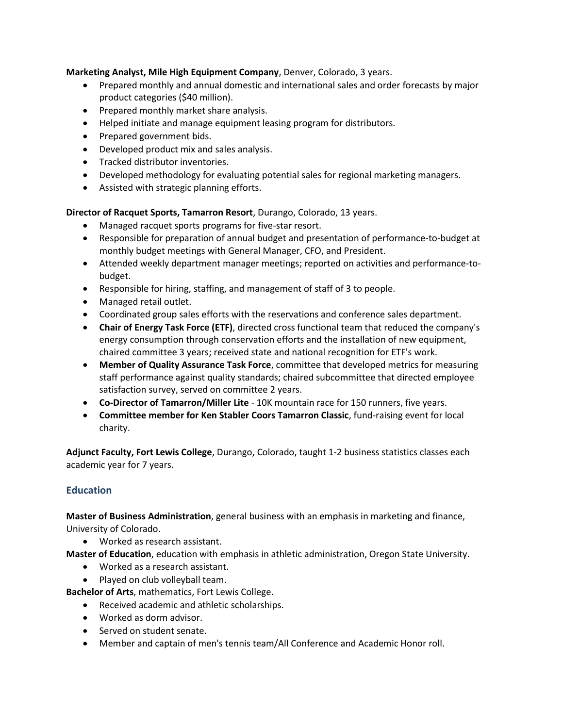**Marketing Analyst, Mile High Equipment Company**, Denver, Colorado, 3 years.

- Prepared monthly and annual domestic and international sales and order forecasts by major product categories ($40 million).
- Prepared monthly market share analysis.
- Helped initiate and manage equipment leasing program for distributors.
- Prepared government bids.
- Developed product mix and sales analysis.
- Tracked distributor inventories.
- Developed methodology for evaluating potential sales for regional marketing managers.
- Assisted with strategic planning efforts.

**Director of Racquet Sports, Tamarron Resort**, Durango, Colorado, 13 years.

- Managed racquet sports programs for five-star resort.
- Responsible for preparation of annual budget and presentation of performance-to-budget at monthly budget meetings with General Manager, CFO, and President.
- Attended weekly department manager meetings; reported on activities and performance-to-budget.
- Responsible for hiring, staffing, and management of staff of 3 to people.
- Managed retail outlet.
- Coordinated group sales efforts with the reservations and conference sales department.
- **Chair of Energy Task Force (ETF)**, directed cross functional team that reduced the company's energy consumption through conservation efforts and the installation of new equipment, chaired committee 3 years; received state and national recognition for ETF's work.
- **Member of Quality Assurance Task Force**, committee that developed metrics for measuring staff performance against quality standards; chaired subcommittee that directed employee satisfaction survey, served on committee 2 years.
- **Co-Director of Tamarron/Miller Lite** - 10K mountain race for 150 runners, five years.
- **Committee member for Ken Stabler Coors Tamarron Classic**, fund-raising event for local charity.

**Adjunct Faculty, Fort Lewis College**, Durango, Colorado, taught 1-2 business statistics classes each academic year for 7 years.

## Education

**Master of Business Administration**, general business with an emphasis in marketing and finance, University of Colorado.

- Worked as research assistant.

**Master of Education**, education with emphasis in athletic administration, Oregon State University.

- Worked as a research assistant.
- Played on club volleyball team.

**Bachelor of Arts**, mathematics, Fort Lewis College.

- Received academic and athletic scholarships.
- Worked as dorm advisor.
- Served on student senate.
- Member and captain of men's tennis team/All Conference and Academic Honor roll.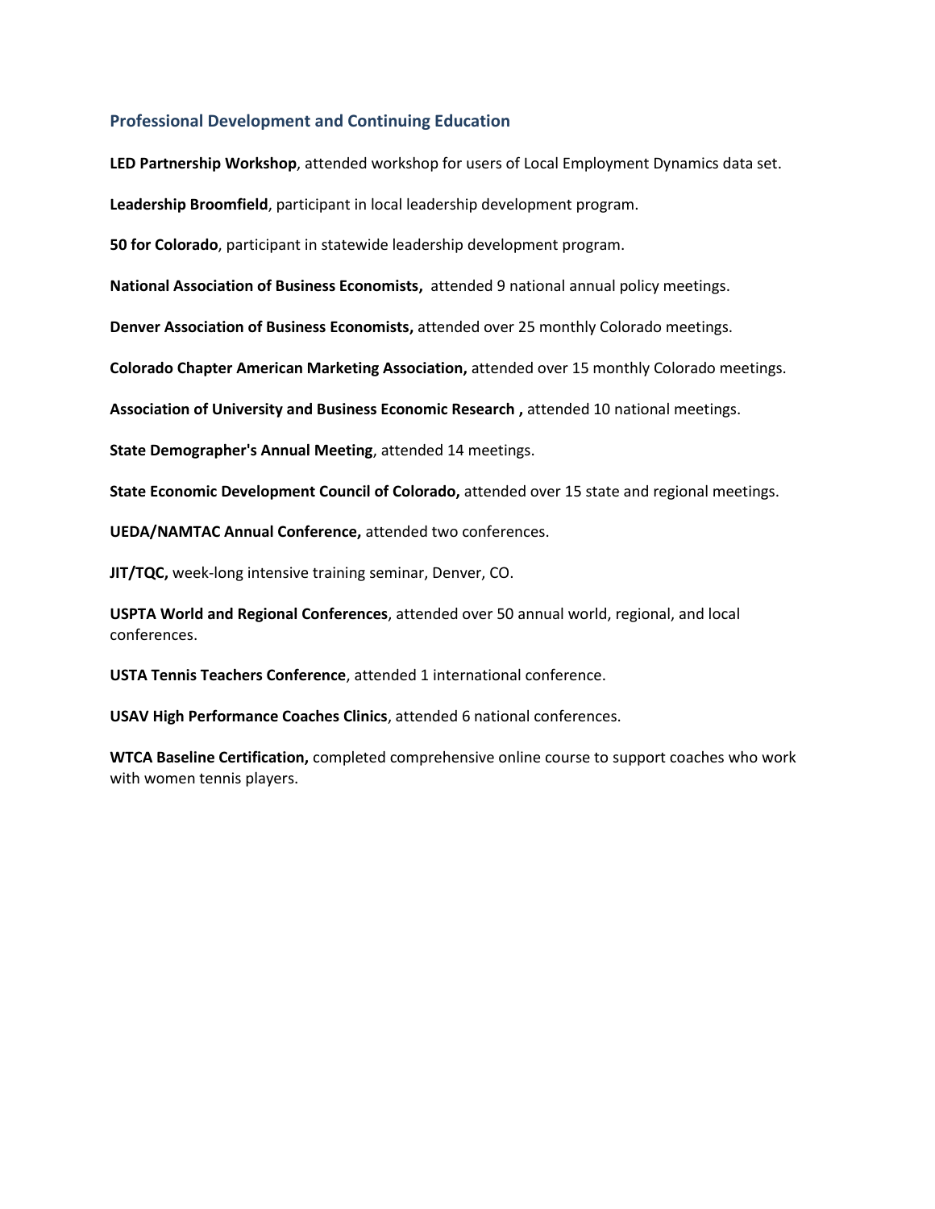## Professional Development and Continuing Education

**LED Partnership Workshop**, attended workshop for users of Local Employment Dynamics data set.

**Leadership Broomfield**, participant in local leadership development program.

**50 for Colorado**, participant in statewide leadership development program.

**National Association of Business Economists,** attended 9 national annual policy meetings.

**Denver Association of Business Economists,** attended over 25 monthly Colorado meetings.

**Colorado Chapter American Marketing Association,** attended over 15 monthly Colorado meetings.

**Association of University and Business Economic Research ,** attended 10 national meetings.

**State Demographer's Annual Meeting**, attended 14 meetings.

**State Economic Development Council of Colorado,** attended over 15 state and regional meetings.

**UEDA/NAMTAC Annual Conference,** attended two conferences.

**JIT/TQC,** week-long intensive training seminar, Denver, CO.

**USPTA World and Regional Conferences**, attended over 50 annual world, regional, and local conferences.

**USTA Tennis Teachers Conference**, attended 1 international conference.

**USAV High Performance Coaches Clinics**, attended 6 national conferences.

**WTCA Baseline Certification,** completed comprehensive online course to support coaches who work with women tennis players.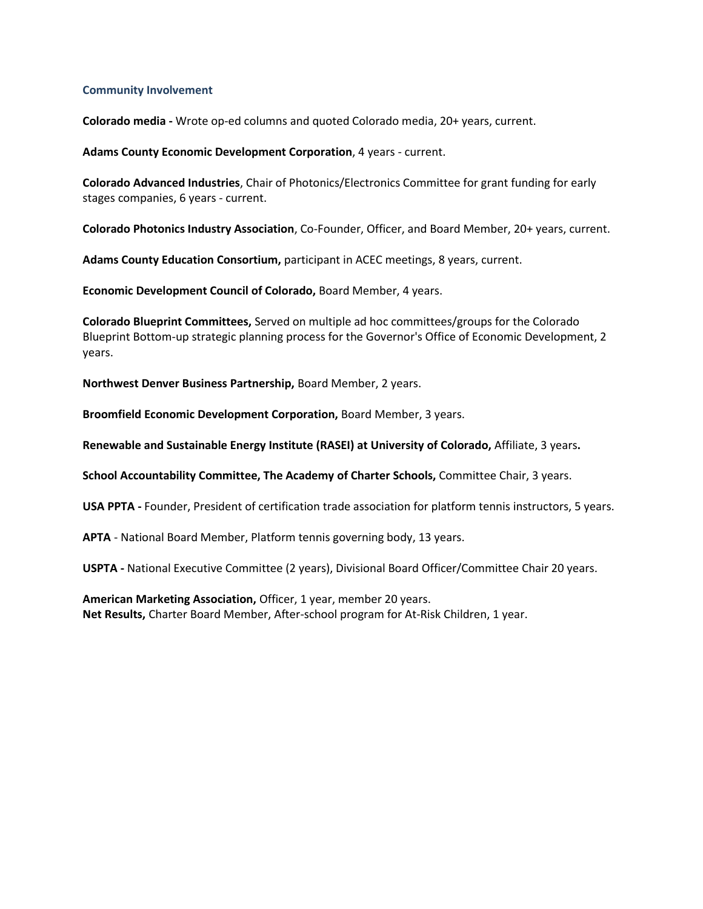### Community Involvement

**Colorado media -** Wrote op-ed columns and quoted Colorado media, 20+ years, current.

**Adams County Economic Development Corporation**, 4 years - current.

**Colorado Advanced Industries**, Chair of Photonics/Electronics Committee for grant funding for early stages companies, 6 years - current.

**Colorado Photonics Industry Association**, Co-Founder, Officer, and Board Member, 20+ years, current.

**Adams County Education Consortium,** participant in ACEC meetings, 8 years, current.

**Economic Development Council of Colorado,** Board Member, 4 years.

**Colorado Blueprint Committees,** Served on multiple ad hoc committees/groups for the Colorado Blueprint Bottom-up strategic planning process for the Governor's Office of Economic Development, 2 years.

**Northwest Denver Business Partnership,** Board Member, 2 years.

**Broomfield Economic Development Corporation,** Board Member, 3 years.

**Renewable and Sustainable Energy Institute (RASEI) at University of Colorado,** Affiliate, 3 years**.**

**School Accountability Committee, The Academy of Charter Schools,** Committee Chair, 3 years.

**USA PPTA -** Founder, President of certification trade association for platform tennis instructors, 5 years.

**APTA** - National Board Member, Platform tennis governing body, 13 years.

**USPTA -** National Executive Committee (2 years), Divisional Board Officer/Committee Chair 20 years.

**American Marketing Association,** Officer, 1 year, member 20 years.
**Net Results,** Charter Board Member, After-school program for At-Risk Children, 1 year.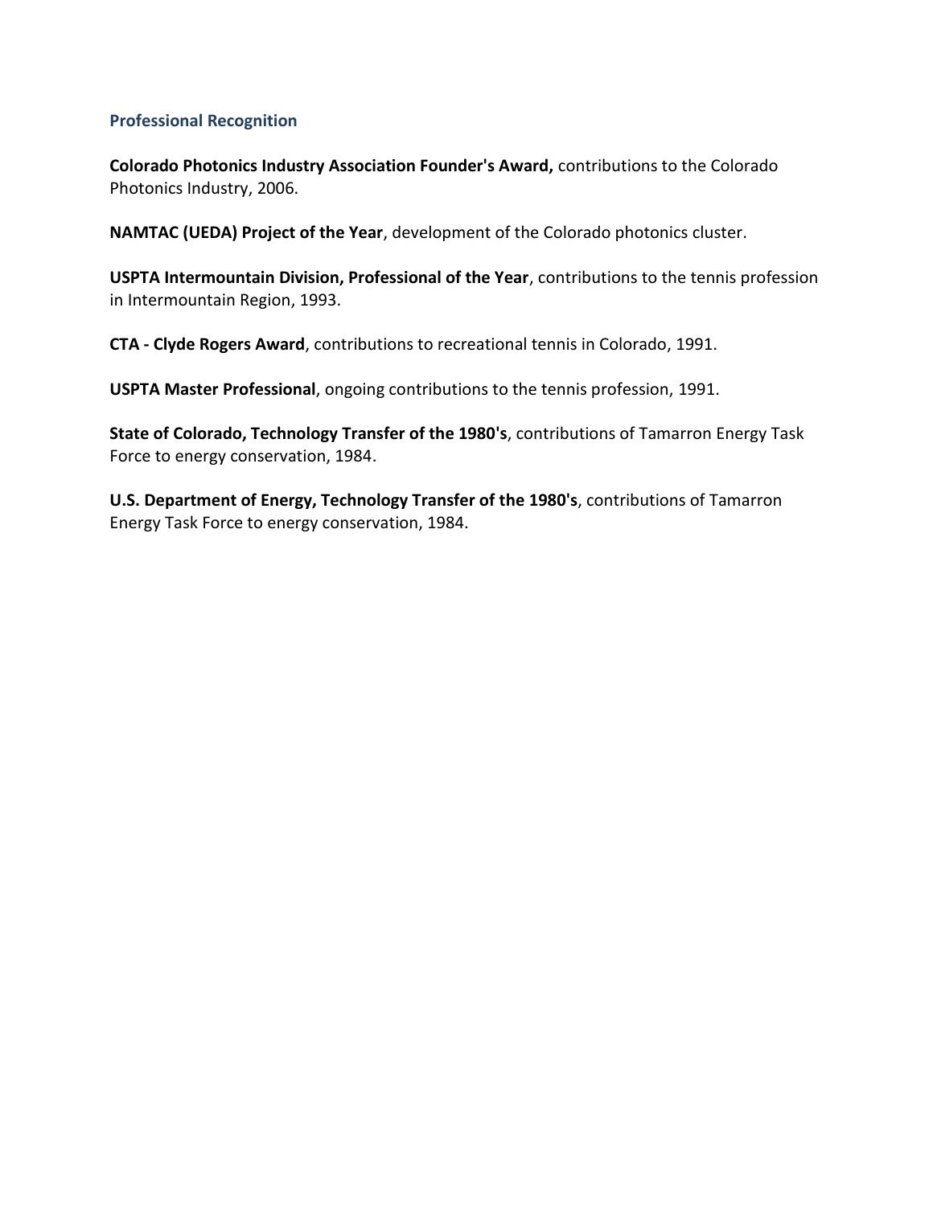## Professional Recognition

**Colorado Photonics Industry Association Founder's Award,** contributions to the Colorado Photonics Industry, 2006.

**NAMTAC (UEDA) Project of the Year**, development of the Colorado photonics cluster.

**USPTA Intermountain Division, Professional of the Year**, contributions to the tennis profession in Intermountain Region, 1993.

**CTA - Clyde Rogers Award**, contributions to recreational tennis in Colorado, 1991.

**USPTA Master Professional**, ongoing contributions to the tennis profession, 1991.

**State of Colorado, Technology Transfer of the 1980's**, contributions of Tamarron Energy Task Force to energy conservation, 1984.

**U.S. Department of Energy, Technology Transfer of the 1980's**, contributions of Tamarron Energy Task Force to energy conservation, 1984.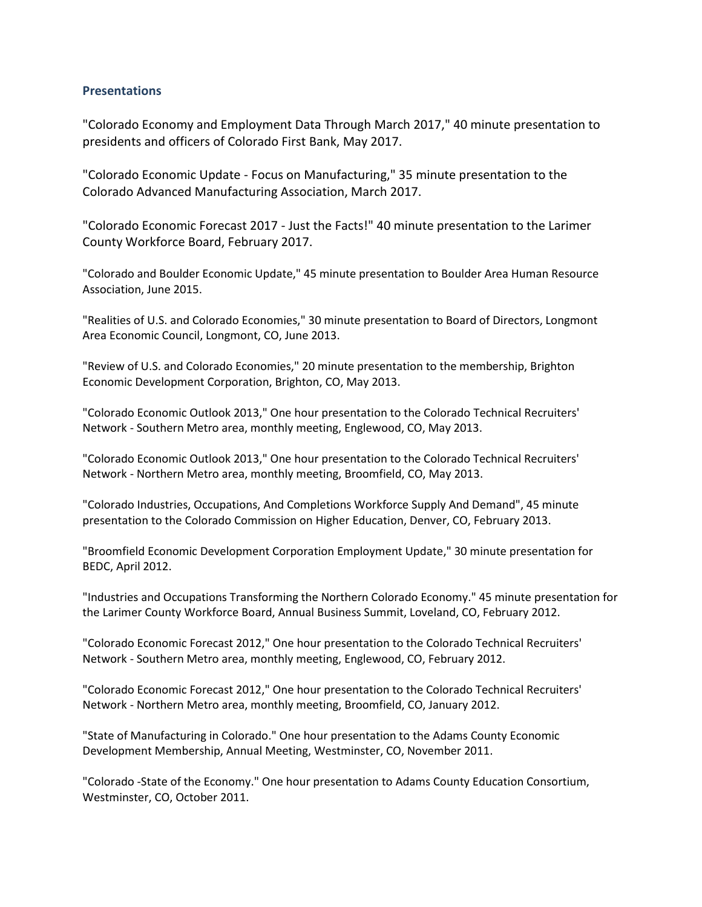## Presentations

"Colorado Economy and Employment Data Through March 2017," 40 minute presentation to presidents and officers of Colorado First Bank, May 2017.

"Colorado Economic Update - Focus on Manufacturing," 35 minute presentation to the Colorado Advanced Manufacturing Association, March 2017.

"Colorado Economic Forecast 2017 - Just the Facts!" 40 minute presentation to the Larimer County Workforce Board, February 2017.

"Colorado and Boulder Economic Update," 45 minute presentation to Boulder Area Human Resource Association, June 2015.

"Realities of U.S. and Colorado Economies," 30 minute presentation to Board of Directors, Longmont Area Economic Council, Longmont, CO, June 2013.

"Review of U.S. and Colorado Economies," 20 minute presentation to the membership, Brighton Economic Development Corporation, Brighton, CO, May 2013.

"Colorado Economic Outlook 2013," One hour presentation to the Colorado Technical Recruiters' Network - Southern Metro area, monthly meeting, Englewood, CO, May 2013.

"Colorado Economic Outlook 2013," One hour presentation to the Colorado Technical Recruiters' Network - Northern Metro area, monthly meeting, Broomfield, CO, May 2013.

"Colorado Industries, Occupations, And Completions Workforce Supply And Demand", 45 minute presentation to the Colorado Commission on Higher Education, Denver, CO, February 2013.

"Broomfield Economic Development Corporation Employment Update," 30 minute presentation for BEDC, April 2012.

"Industries and Occupations Transforming the Northern Colorado Economy." 45 minute presentation for the Larimer County Workforce Board, Annual Business Summit, Loveland, CO, February 2012.

"Colorado Economic Forecast 2012," One hour presentation to the Colorado Technical Recruiters' Network - Southern Metro area, monthly meeting, Englewood, CO, February 2012.

"Colorado Economic Forecast 2012," One hour presentation to the Colorado Technical Recruiters' Network - Northern Metro area, monthly meeting, Broomfield, CO, January 2012.

"State of Manufacturing in Colorado." One hour presentation to the Adams County Economic Development Membership, Annual Meeting, Westminster, CO, November 2011.

"Colorado -State of the Economy." One hour presentation to Adams County Education Consortium, Westminster, CO, October 2011.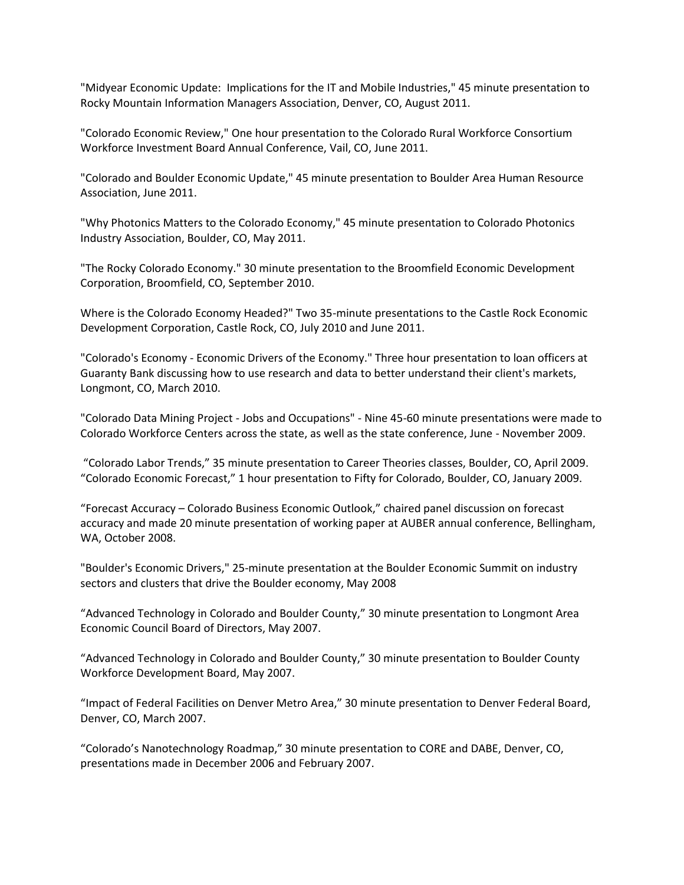"Midyear Economic Update: Implications for the IT and Mobile Industries," 45 minute presentation to Rocky Mountain Information Managers Association, Denver, CO, August 2011.

"Colorado Economic Review," One hour presentation to the Colorado Rural Workforce Consortium Workforce Investment Board Annual Conference, Vail, CO, June 2011.

"Colorado and Boulder Economic Update," 45 minute presentation to Boulder Area Human Resource Association, June 2011.

"Why Photonics Matters to the Colorado Economy," 45 minute presentation to Colorado Photonics Industry Association, Boulder, CO, May 2011.

"The Rocky Colorado Economy." 30 minute presentation to the Broomfield Economic Development Corporation, Broomfield, CO, September 2010.

Where is the Colorado Economy Headed?" Two 35-minute presentations to the Castle Rock Economic Development Corporation, Castle Rock, CO, July 2010 and June 2011.

"Colorado's Economy - Economic Drivers of the Economy." Three hour presentation to loan officers at Guaranty Bank discussing how to use research and data to better understand their client's markets, Longmont, CO, March 2010.

"Colorado Data Mining Project - Jobs and Occupations" - Nine 45-60 minute presentations were made to Colorado Workforce Centers across the state, as well as the state conference, June - November 2009.

"Colorado Labor Trends," 35 minute presentation to Career Theories classes, Boulder, CO, April 2009.
"Colorado Economic Forecast," 1 hour presentation to Fifty for Colorado, Boulder, CO, January 2009.

"Forecast Accuracy – Colorado Business Economic Outlook," chaired panel discussion on forecast accuracy and made 20 minute presentation of working paper at AUBER annual conference, Bellingham, WA, October 2008.

"Boulder's Economic Drivers," 25-minute presentation at the Boulder Economic Summit on industry sectors and clusters that drive the Boulder economy, May 2008

"Advanced Technology in Colorado and Boulder County," 30 minute presentation to Longmont Area Economic Council Board of Directors, May 2007.

"Advanced Technology in Colorado and Boulder County," 30 minute presentation to Boulder County Workforce Development Board, May 2007.

"Impact of Federal Facilities on Denver Metro Area," 30 minute presentation to Denver Federal Board, Denver, CO, March 2007.

"Colorado's Nanotechnology Roadmap," 30 minute presentation to CORE and DABE, Denver, CO, presentations made in December 2006 and February 2007.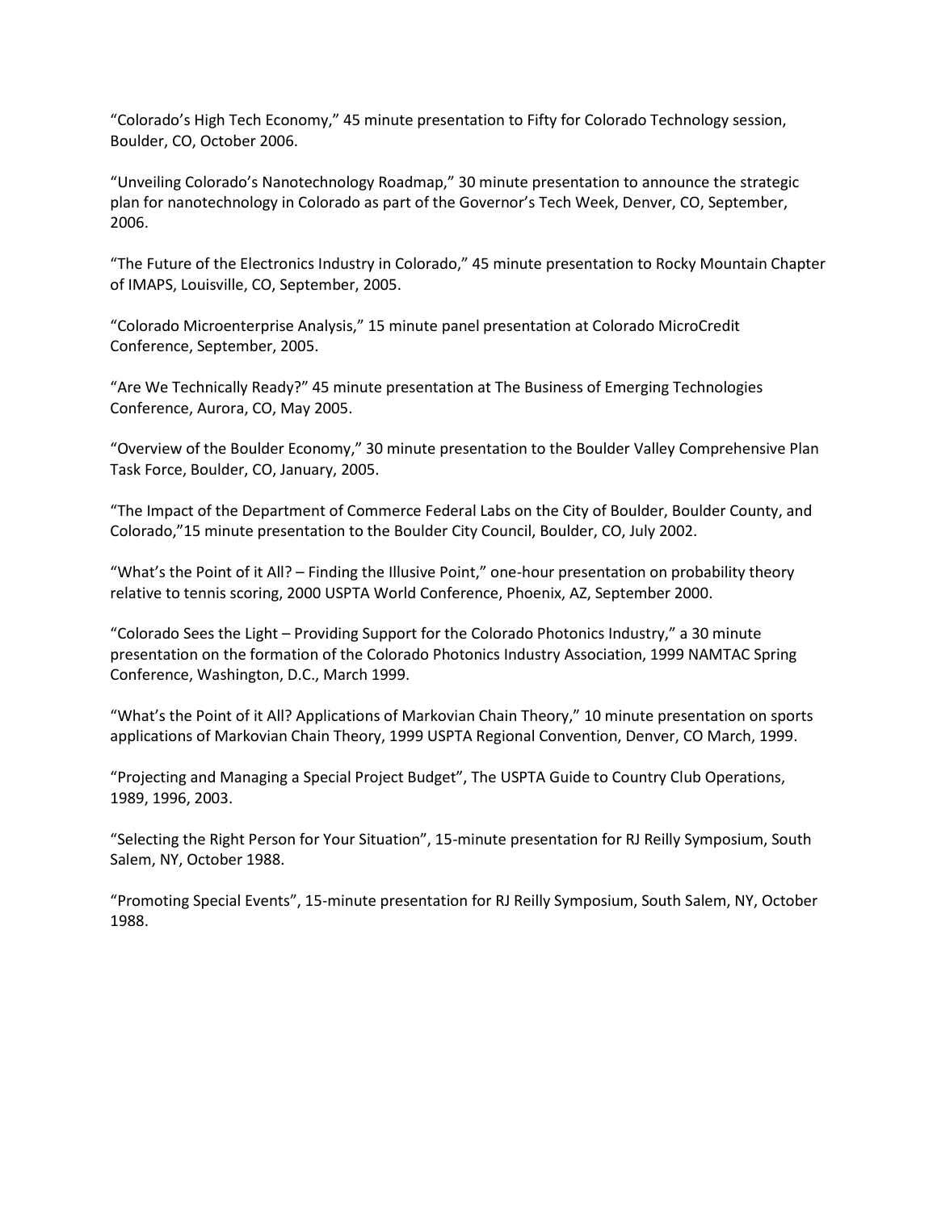"Colorado's High Tech Economy," 45 minute presentation to Fifty for Colorado Technology session, Boulder, CO, October 2006.

"Unveiling Colorado's Nanotechnology Roadmap," 30 minute presentation to announce the strategic plan for nanotechnology in Colorado as part of the Governor's Tech Week, Denver, CO, September, 2006.

"The Future of the Electronics Industry in Colorado," 45 minute presentation to Rocky Mountain Chapter of IMAPS, Louisville, CO, September, 2005.

"Colorado Microenterprise Analysis," 15 minute panel presentation at Colorado MicroCredit Conference, September, 2005.

"Are We Technically Ready?" 45 minute presentation at The Business of Emerging Technologies Conference, Aurora, CO, May 2005.

"Overview of the Boulder Economy," 30 minute presentation to the Boulder Valley Comprehensive Plan Task Force, Boulder, CO, January, 2005.

"The Impact of the Department of Commerce Federal Labs on the City of Boulder, Boulder County, and Colorado,"15 minute presentation to the Boulder City Council, Boulder, CO, July 2002.

"What's the Point of it All? – Finding the Illusive Point," one-hour presentation on probability theory relative to tennis scoring, 2000 USPTA World Conference, Phoenix, AZ, September 2000.

"Colorado Sees the Light – Providing Support for the Colorado Photonics Industry," a 30 minute presentation on the formation of the Colorado Photonics Industry Association, 1999 NAMTAC Spring Conference, Washington, D.C., March 1999.

"What's the Point of it All? Applications of Markovian Chain Theory," 10 minute presentation on sports applications of Markovian Chain Theory, 1999 USPTA Regional Convention, Denver, CO March, 1999.

"Projecting and Managing a Special Project Budget", The USPTA Guide to Country Club Operations, 1989, 1996, 2003.

"Selecting the Right Person for Your Situation", 15-minute presentation for RJ Reilly Symposium, South Salem, NY, October 1988.

"Promoting Special Events", 15-minute presentation for RJ Reilly Symposium, South Salem, NY, October 1988.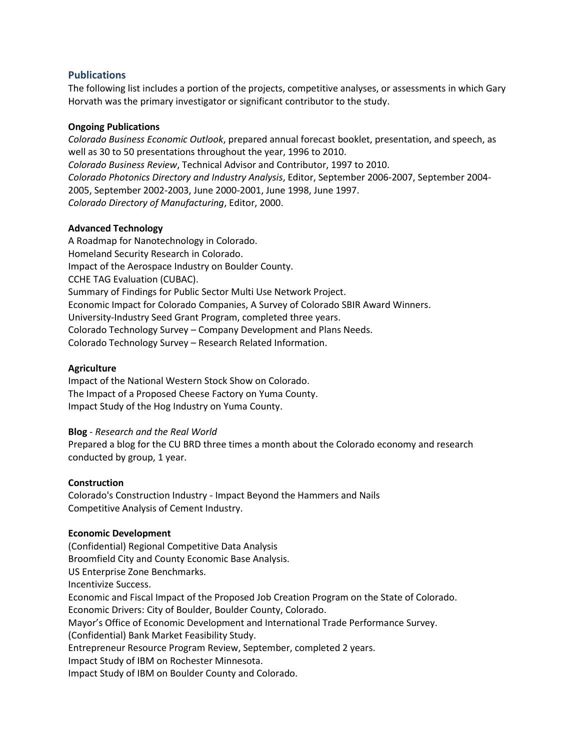## Publications

The following list includes a portion of the projects, competitive analyses, or assessments in which Gary Horvath was the primary investigator or significant contributor to the study.

**Ongoing Publications**

*Colorado Business Economic Outlook*, prepared annual forecast booklet, presentation, and speech, as well as 30 to 50 presentations throughout the year, 1996 to 2010.
*Colorado Business Review*, Technical Advisor and Contributor, 1997 to 2010.
*Colorado Photonics Directory and Industry Analysis*, Editor, September 2006-2007, September 2004-2005, September 2002-2003, June 2000-2001, June 1998, June 1997.
*Colorado Directory of Manufacturing*, Editor, 2000.

**Advanced Technology**

A Roadmap for Nanotechnology in Colorado.
Homeland Security Research in Colorado.
Impact of the Aerospace Industry on Boulder County.
CCHE TAG Evaluation (CUBAC).
Summary of Findings for Public Sector Multi Use Network Project.
Economic Impact for Colorado Companies, A Survey of Colorado SBIR Award Winners.
University-Industry Seed Grant Program, completed three years.
Colorado Technology Survey – Company Development and Plans Needs.
Colorado Technology Survey – Research Related Information.

**Agriculture**

Impact of the National Western Stock Show on Colorado.
The Impact of a Proposed Cheese Factory on Yuma County.
Impact Study of the Hog Industry on Yuma County.

**Blog** - *Research and the Real World*

Prepared a blog for the CU BRD three times a month about the Colorado economy and research conducted by group, 1 year.

**Construction**

Colorado's Construction Industry - Impact Beyond the Hammers and Nails
Competitive Analysis of Cement Industry.

**Economic Development**

(Confidential) Regional Competitive Data Analysis
Broomfield City and County Economic Base Analysis.
US Enterprise Zone Benchmarks.
Incentivize Success.
Economic and Fiscal Impact of the Proposed Job Creation Program on the State of Colorado.
Economic Drivers: City of Boulder, Boulder County, Colorado.
Mayor's Office of Economic Development and International Trade Performance Survey.
(Confidential) Bank Market Feasibility Study.
Entrepreneur Resource Program Review, September, completed 2 years.
Impact Study of IBM on Rochester Minnesota.
Impact Study of IBM on Boulder County and Colorado.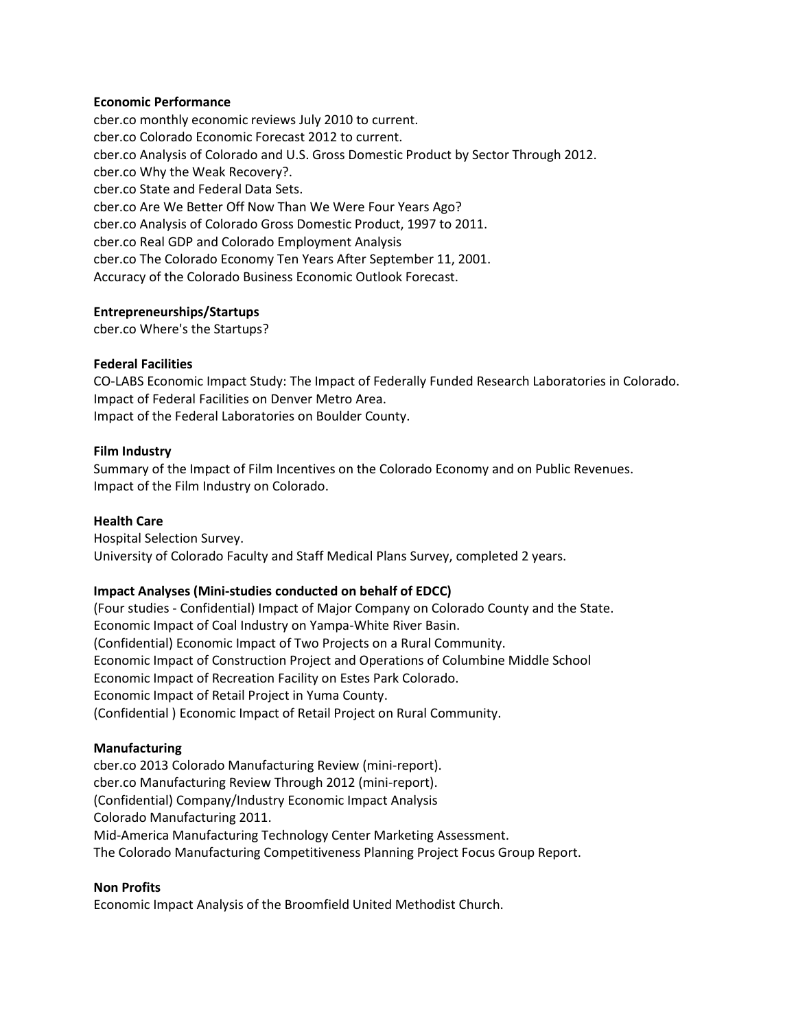**Economic Performance**

cber.co monthly economic reviews July 2010 to current.
cber.co Colorado Economic Forecast 2012 to current.
cber.co Analysis of Colorado and U.S. Gross Domestic Product by Sector Through 2012.
cber.co Why the Weak Recovery?.
cber.co State and Federal Data Sets.
cber.co Are We Better Off Now Than We Were Four Years Ago?
cber.co Analysis of Colorado Gross Domestic Product, 1997 to 2011.
cber.co Real GDP and Colorado Employment Analysis
cber.co The Colorado Economy Ten Years After September 11, 2001.
Accuracy of the Colorado Business Economic Outlook Forecast.

**Entrepreneurships/Startups**

cber.co Where's the Startups?

**Federal Facilities**

CO-LABS Economic Impact Study: The Impact of Federally Funded Research Laboratories in Colorado.
Impact of Federal Facilities on Denver Metro Area.
Impact of the Federal Laboratories on Boulder County.

**Film Industry**

Summary of the Impact of Film Incentives on the Colorado Economy and on Public Revenues.
Impact of the Film Industry on Colorado.

**Health Care**

Hospital Selection Survey.
University of Colorado Faculty and Staff Medical Plans Survey, completed 2 years.

**Impact Analyses (Mini-studies conducted on behalf of EDCC)**

(Four studies - Confidential) Impact of Major Company on Colorado County and the State.
Economic Impact of Coal Industry on Yampa-White River Basin.
(Confidential) Economic Impact of Two Projects on a Rural Community.
Economic Impact of Construction Project and Operations of Columbine Middle School
Economic Impact of Recreation Facility on Estes Park Colorado.
Economic Impact of Retail Project in Yuma County.
(Confidential ) Economic Impact of Retail Project on Rural Community.

**Manufacturing**

cber.co 2013 Colorado Manufacturing Review (mini-report).
cber.co Manufacturing Review Through 2012 (mini-report).
(Confidential) Company/Industry Economic Impact Analysis
Colorado Manufacturing 2011.
Mid-America Manufacturing Technology Center Marketing Assessment.
The Colorado Manufacturing Competitiveness Planning Project Focus Group Report.

**Non Profits**

Economic Impact Analysis of the Broomfield United Methodist Church.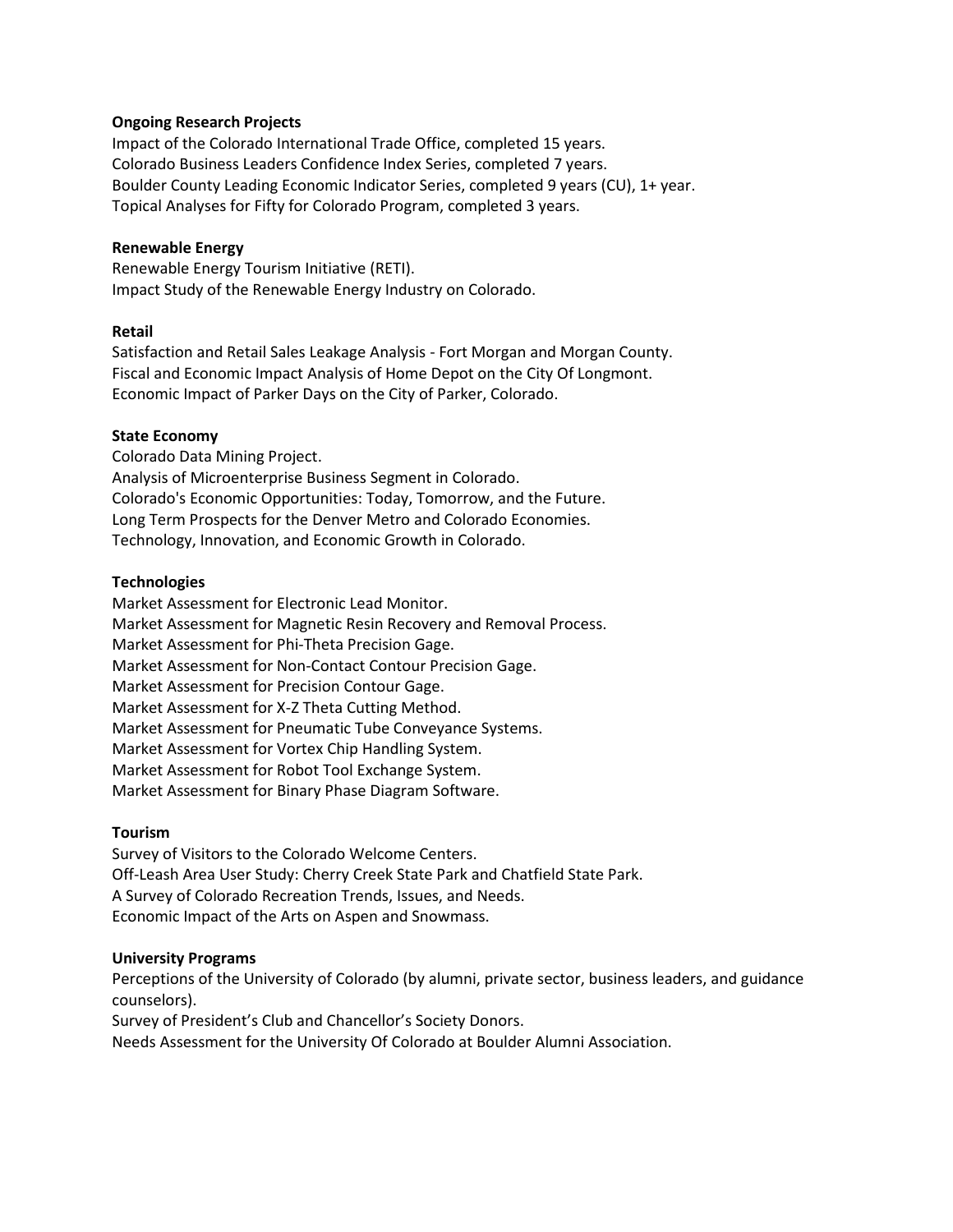**Ongoing Research Projects**

Impact of the Colorado International Trade Office, completed 15 years.
Colorado Business Leaders Confidence Index Series, completed 7 years.
Boulder County Leading Economic Indicator Series, completed 9 years (CU), 1+ year.
Topical Analyses for Fifty for Colorado Program, completed 3 years.

**Renewable Energy**

Renewable Energy Tourism Initiative (RETI).
Impact Study of the Renewable Energy Industry on Colorado.

**Retail**

Satisfaction and Retail Sales Leakage Analysis - Fort Morgan and Morgan County.
Fiscal and Economic Impact Analysis of Home Depot on the City Of Longmont.
Economic Impact of Parker Days on the City of Parker, Colorado.

**State Economy**

Colorado Data Mining Project.
Analysis of Microenterprise Business Segment in Colorado.
Colorado's Economic Opportunities: Today, Tomorrow, and the Future.
Long Term Prospects for the Denver Metro and Colorado Economies.
Technology, Innovation, and Economic Growth in Colorado.

**Technologies**

Market Assessment for Electronic Lead Monitor.
Market Assessment for Magnetic Resin Recovery and Removal Process.
Market Assessment for Phi-Theta Precision Gage.
Market Assessment for Non-Contact Contour Precision Gage.
Market Assessment for Precision Contour Gage.
Market Assessment for X-Z Theta Cutting Method.
Market Assessment for Pneumatic Tube Conveyance Systems.
Market Assessment for Vortex Chip Handling System.
Market Assessment for Robot Tool Exchange System.
Market Assessment for Binary Phase Diagram Software.

**Tourism**

Survey of Visitors to the Colorado Welcome Centers.
Off-Leash Area User Study: Cherry Creek State Park and Chatfield State Park.
A Survey of Colorado Recreation Trends, Issues, and Needs.
Economic Impact of the Arts on Aspen and Snowmass.

**University Programs**

Perceptions of the University of Colorado (by alumni, private sector, business leaders, and guidance counselors).
Survey of President's Club and Chancellor's Society Donors.
Needs Assessment for the University Of Colorado at Boulder Alumni Association.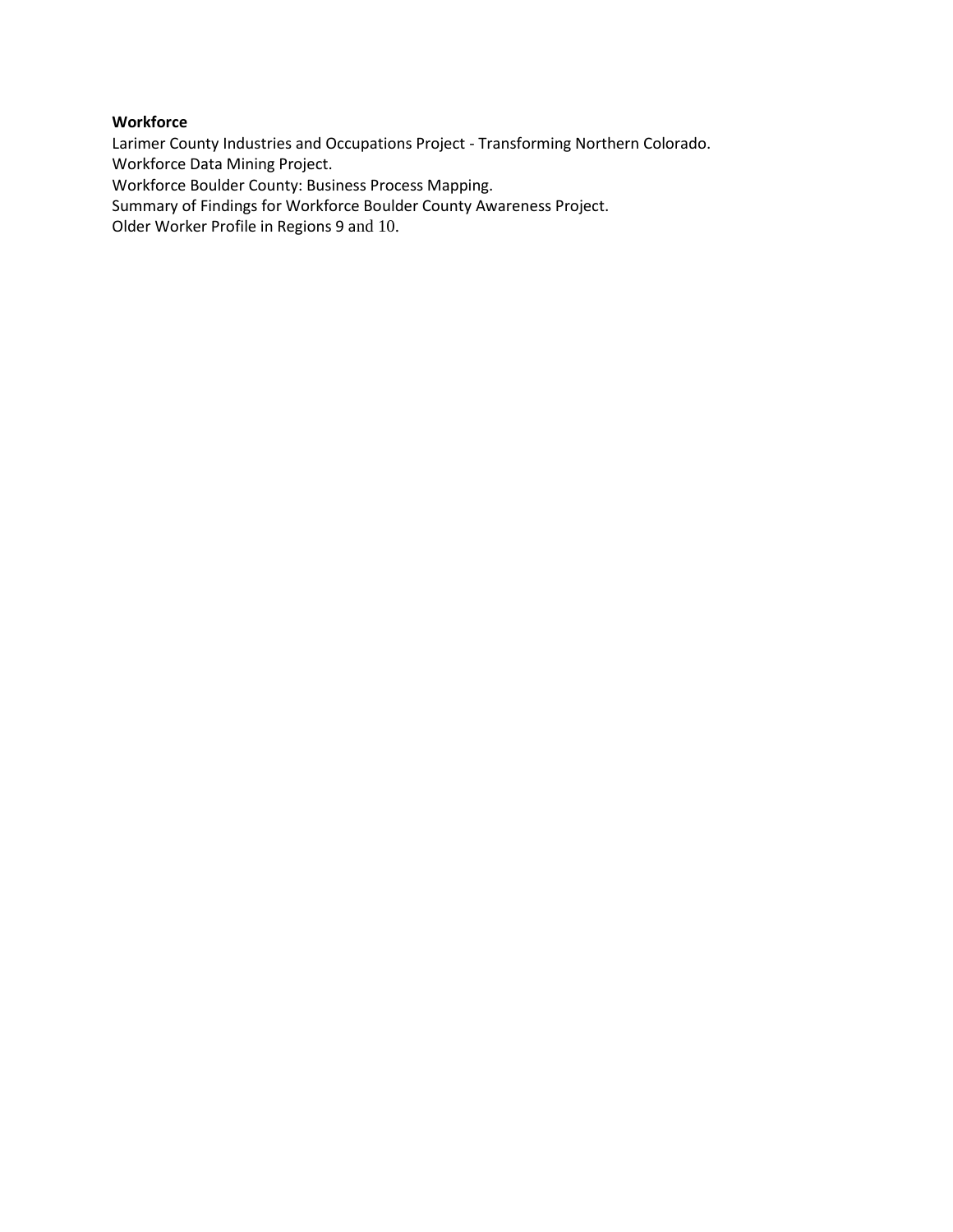**Workforce**

Larimer County Industries and Occupations Project - Transforming Northern Colorado.
Workforce Data Mining Project.
Workforce Boulder County: Business Process Mapping.
Summary of Findings for Workforce Boulder County Awareness Project.
Older Worker Profile in Regions 9 and 10.